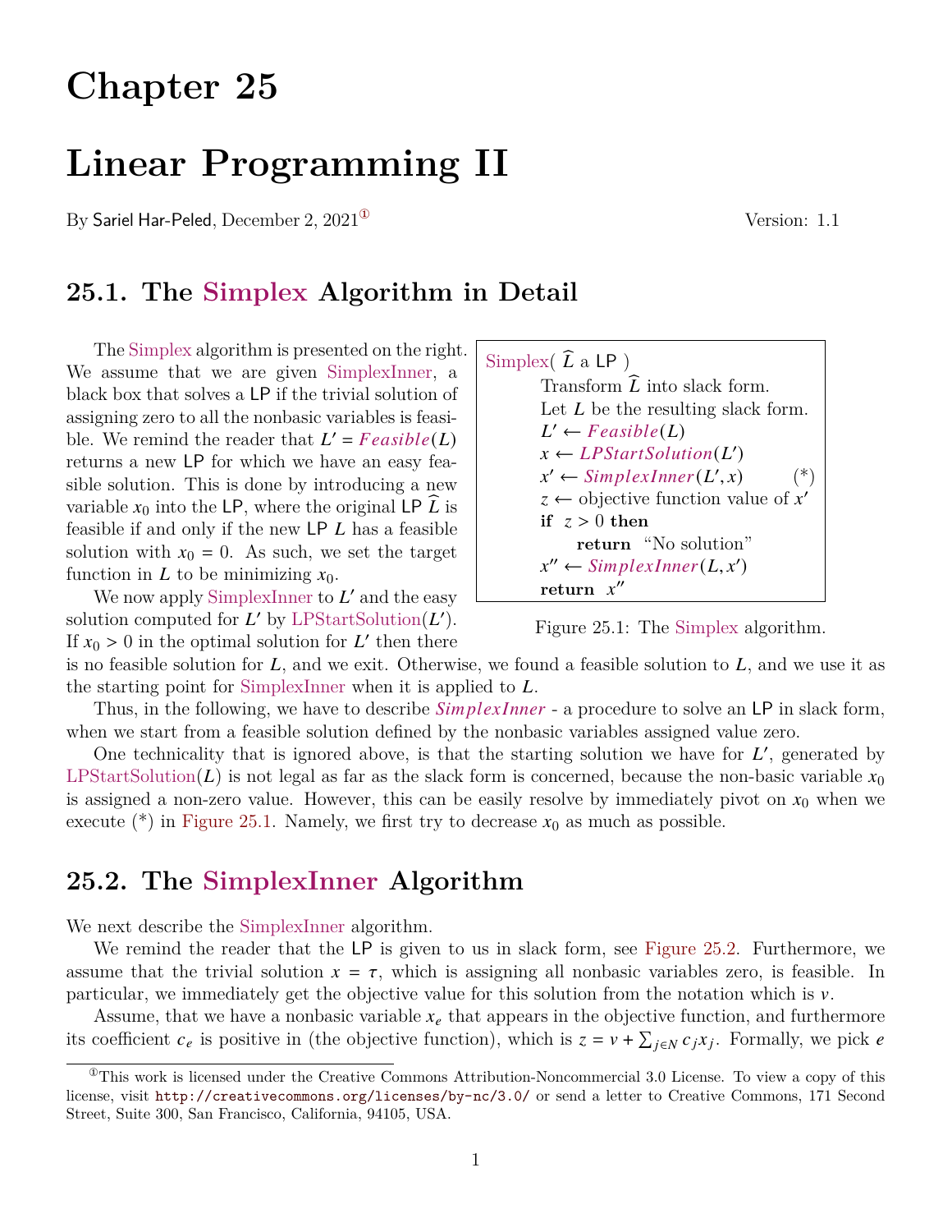# Chapter 25

# Linear Programming II

By Sariel Har-Peled, December 2, 2021[1] Version: 1.1

## 25.1. The Simplex Algorithm in Detail

The Simplex algorithm is presented on the right. We assume that we are given SimplexInner, a black box that solves a LP if the trivial solution of assigning zero to all the nonbasic variables is feasible. We remind the reader that $L' = \mathit{Feasible}(L)$ returns a new LP for which we have an easy feasible solution. This is done by introducing a new variable $x_0$ into the LP, where the original LP $\widehat{L}$ is feasible if and only if the new LP $L$ has a feasible solution with $x_0 = 0$. As such, we set the target function in $L$ to be minimizing $x_0$.

```
Simplex( L̂ a LP )
    Transform L̂ into slack form.
    Let L be the resulting slack form.
    L' ← Feasible(L)
    x ← LPStartSolution(L')
    x' ← SimplexInner(L', x)          (*)
    z ← objective function value of x'
    if z > 0 then
        return "No solution"
    x'' ← SimplexInner(L, x')
    return x''
```

Figure 25.1: The Simplex algorithm.

We now apply SimplexInner to $L'$ and the easy solution computed for $L'$ by LPStartSolution($L'$). If $x_0 > 0$ in the optimal solution for $L'$ then there is no feasible solution for $L$, and we exit. Otherwise, we found a feasible solution to $L$, and we use it as the starting point for SimplexInner when it is applied to $L$.

Thus, in the following, we have to describe ***SimplexInner*** - a procedure to solve an LP in slack form, when we start from a feasible solution defined by the nonbasic variables assigned value zero.

One technicality that is ignored above, is that the starting solution we have for $L'$, generated by LPStartSolution($L$) is not legal as far as the slack form is concerned, because the non-basic variable $x_0$ is assigned a non-zero value. However, this can be easily resolve by immediately pivot on $x_0$ when we execute (*) in Figure 25.1. Namely, we first try to decrease $x_0$ as much as possible.

## 25.2. The SimplexInner Algorithm

We next describe the SimplexInner algorithm.

We remind the reader that the LP is given to us in slack form, see Figure 25.2. Furthermore, we assume that the trivial solution $x = \tau$, which is assigning all nonbasic variables zero, is feasible. In particular, we immediately get the objective value for this solution from the notation which is $v$.

Assume, that we have a nonbasic variable $x_e$ that appears in the objective function, and furthermore its coefficient $c_e$ is positive in (the objective function), which is $z = v + \sum_{j \in N} c_j x_j$. Formally, we pick $e$

[1] This work is licensed under the Creative Commons Attribution-Noncommercial 3.0 License. To view a copy of this license, visit http://creativecommons.org/licenses/by-nc/3.0/ or send a letter to Creative Commons, 171 Second Street, Suite 300, San Francisco, California, 94105, USA.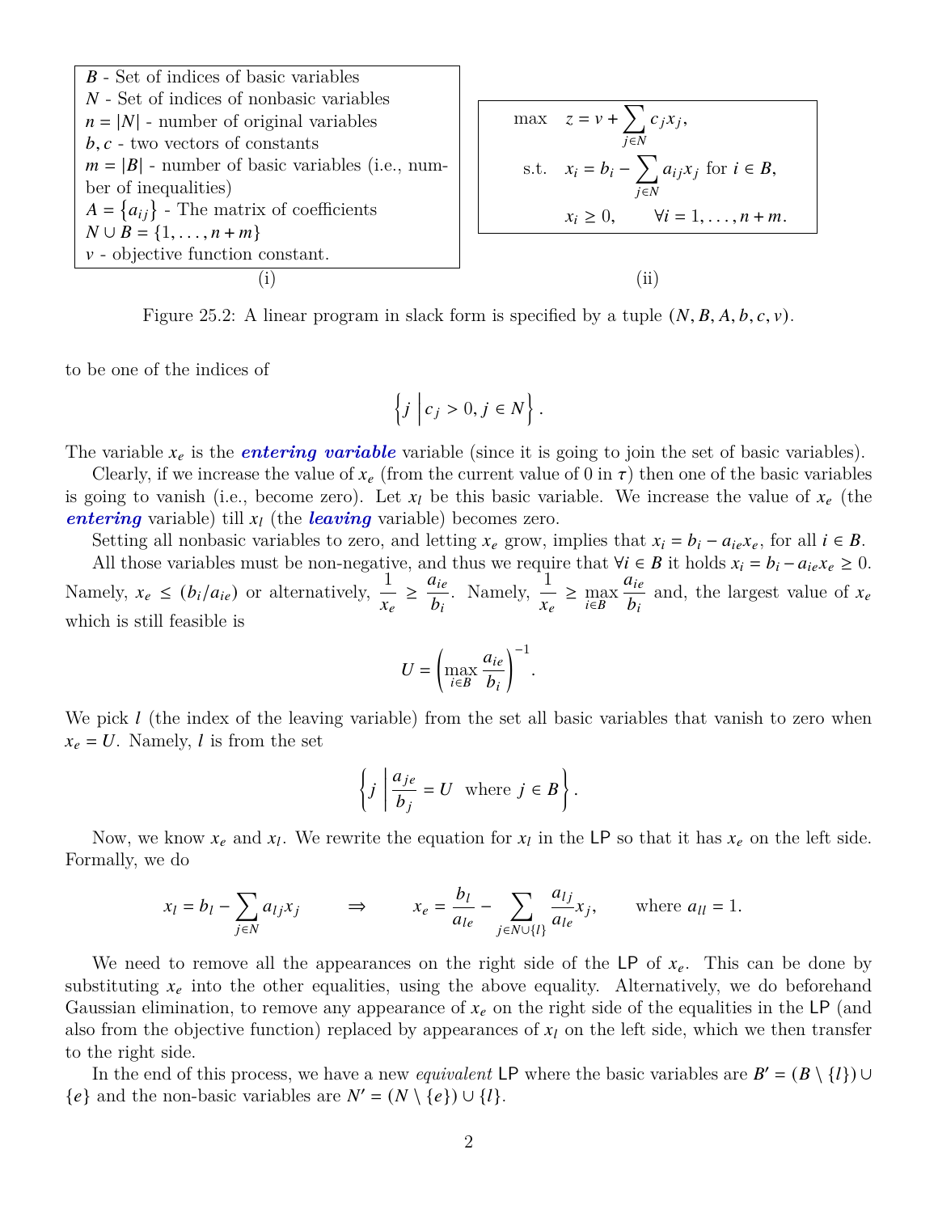$B$ - Set of indices of basic variables
$N$ - Set of indices of nonbasic variables
$n = |N|$ - number of original variables
$b, c$ - two vectors of constants
$m = |B|$ - number of basic variables (i.e., number of inequalities)
$A = \{a_{ij}\}$ - The matrix of coefficients
$N \cup B = \{1, \ldots, n + m\}$
$v$ - objective function constant.

(i)

$$
\begin{aligned}
\max \quad & z = v + \sum_{j \in N} c_j x_j, \\
\text{s.t.} \quad & x_i = b_i - \sum_{j \in N} a_{ij} x_j \text{ for } i \in B, \\
& x_i \geq 0, \qquad \forall i = 1, \ldots, n + m.
\end{aligned}
$$

(ii)

Figure 25.2: A linear program in slack form is specified by a tuple $(N, B, A, b, c, v)$.

to be one of the indices of

$$\left\{ j \;\middle|\; c_j > 0, j \in N \right\}.$$

The variable $x_e$ is the ***entering variable*** variable (since it is going to join the set of basic variables).

Clearly, if we increase the value of $x_e$ (from the current value of 0 in $\tau$) then one of the basic variables is going to vanish (i.e., become zero). Let $x_l$ be this basic variable. We increase the value of $x_e$ (the ***entering*** variable) till $x_l$ (the ***leaving*** variable) becomes zero.

Setting all nonbasic variables to zero, and letting $x_e$ grow, implies that $x_i = b_i - a_{ie} x_e$, for all $i \in B$.

All those variables must be non-negative, and thus we require that $\forall i \in B$ it holds $x_i = b_i - a_{ie} x_e \geq 0$. Namely, $x_e \leq (b_i / a_{ie})$ or alternatively, $\dfrac{1}{x_e} \geq \dfrac{a_{ie}}{b_i}$. Namely, $\dfrac{1}{x_e} \geq \max_{i \in B} \dfrac{a_{ie}}{b_i}$ and, the largest value of $x_e$ which is still feasible is

$$U = \left( \max_{i \in B} \frac{a_{ie}}{b_i} \right)^{-1}.$$

We pick $l$ (the index of the leaving variable) from the set all basic variables that vanish to zero when $x_e = U$. Namely, $l$ is from the set

$$\left\{ j \;\middle|\; \frac{a_{je}}{b_j} = U \text{ where } j \in B \right\}.$$

Now, we know $x_e$ and $x_l$. We rewrite the equation for $x_l$ in the LP so that it has $x_e$ on the left side. Formally, we do

$$x_l = b_l - \sum_{j \in N} a_{lj} x_j \qquad \Rightarrow \qquad x_e = \frac{b_l}{a_{le}} - \sum_{j \in N \cup \{l\}} \frac{a_{lj}}{a_{le}} x_j, \qquad \text{where } a_{ll} = 1.$$

We need to remove all the appearances on the right side of the LP of $x_e$. This can be done by substituting $x_e$ into the other equalities, using the above equality. Alternatively, we do beforehand Gaussian elimination, to remove any appearance of $x_e$ on the right side of the equalities in the LP (and also from the objective function) replaced by appearances of $x_l$ on the left side, which we then transfer to the right side.

In the end of this process, we have a new *equivalent* LP where the basic variables are $B' = (B \setminus \{l\}) \cup \{e\}$ and the non-basic variables are $N' = (N \setminus \{e\}) \cup \{l\}$.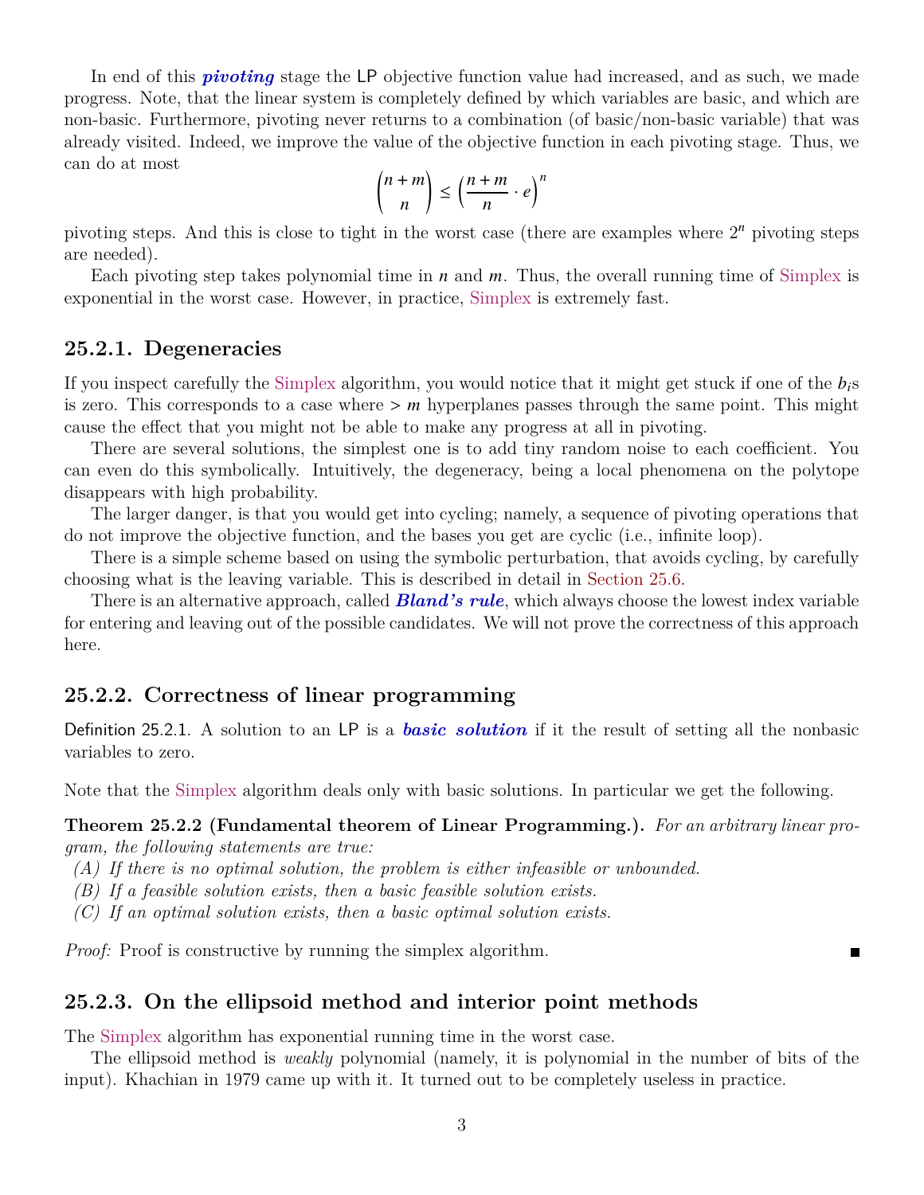In end of this ***pivoting*** stage the LP objective function value had increased, and as such, we made progress. Note, that the linear system is completely defined by which variables are basic, and which are non-basic. Furthermore, pivoting never returns to a combination (of basic/non-basic variable) that was already visited. Indeed, we improve the value of the objective function in each pivoting stage. Thus, we can do at most

$$\binom{n+m}{n} \leq \left(\frac{n+m}{n} \cdot e\right)^n$$

pivoting steps. And this is close to tight in the worst case (there are examples where $2^n$ pivoting steps are needed).

Each pivoting step takes polynomial time in $n$ and $m$. Thus, the overall running time of Simplex is exponential in the worst case. However, in practice, Simplex is extremely fast.

### 25.2.1. Degeneracies

If you inspect carefully the Simplex algorithm, you would notice that it might get stuck if one of the $b_i$s is zero. This corresponds to a case where $> m$ hyperplanes passes through the same point. This might cause the effect that you might not be able to make any progress at all in pivoting.

There are several solutions, the simplest one is to add tiny random noise to each coefficient. You can even do this symbolically. Intuitively, the degeneracy, being a local phenomena on the polytope disappears with high probability.

The larger danger, is that you would get into cycling; namely, a sequence of pivoting operations that do not improve the objective function, and the bases you get are cyclic (i.e., infinite loop).

There is a simple scheme based on using the symbolic perturbation, that avoids cycling, by carefully choosing what is the leaving variable. This is described in detail in Section 25.6.

There is an alternative approach, called ***Bland's rule***, which always choose the lowest index variable for entering and leaving out of the possible candidates. We will not prove the correctness of this approach here.

### 25.2.2. Correctness of linear programming

Definition 25.2.1. A solution to an LP is a ***basic solution*** if it the result of setting all the nonbasic variables to zero.

Note that the Simplex algorithm deals only with basic solutions. In particular we get the following.

**Theorem 25.2.2 (Fundamental theorem of Linear Programming.).** *For an arbitrary linear program, the following statements are true:*

*(A) If there is no optimal solution, the problem is either infeasible or unbounded.*
*(B) If a feasible solution exists, then a basic feasible solution exists.*
*(C) If an optimal solution exists, then a basic optimal solution exists.*

*Proof:* Proof is constructive by running the simplex algorithm. ∎

### 25.2.3. On the ellipsoid method and interior point methods

The Simplex algorithm has exponential running time in the worst case.

The ellipsoid method is *weakly* polynomial (namely, it is polynomial in the number of bits of the input). Khachian in 1979 came up with it. It turned out to be completely useless in practice.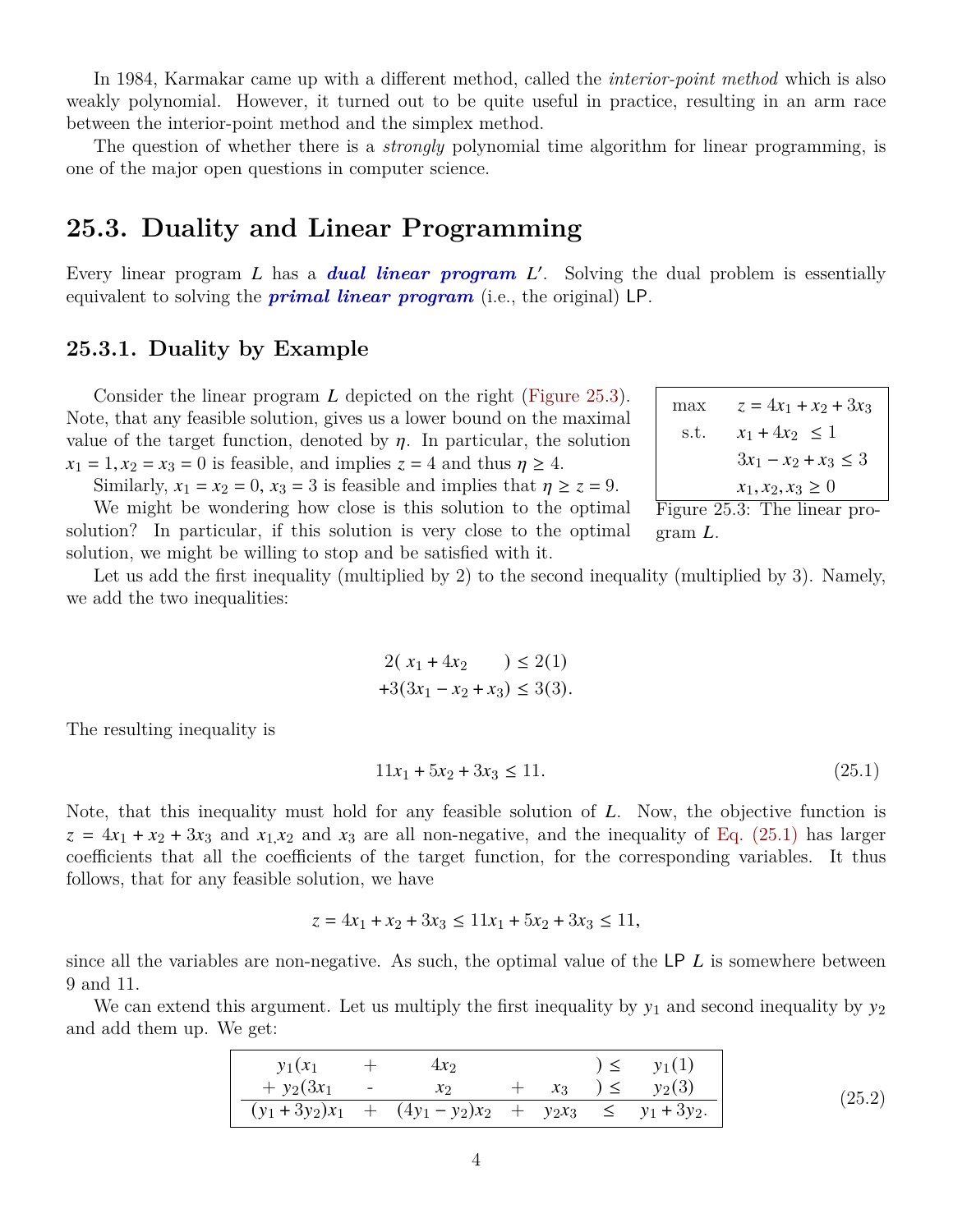In 1984, Karmakar came up with a different method, called the *interior-point method* which is also weakly polynomial. However, it turned out to be quite useful in practice, resulting in an arm race between the interior-point method and the simplex method.

The question of whether there is a *strongly* polynomial time algorithm for linear programming, is one of the major open questions in computer science.

## 25.3. Duality and Linear Programming

Every linear program $L$ has a ***dual linear program*** $L'$. Solving the dual problem is essentially equivalent to solving the ***primal linear program*** (i.e., the original) LP.

### 25.3.1. Duality by Example

Consider the linear program $L$ depicted on the right (Figure 25.3). Note, that any feasible solution, gives us a lower bound on the maximal value of the target function, denoted by $\eta$. In particular, the solution $x_1 = 1, x_2 = x_3 = 0$ is feasible, and implies $z = 4$ and thus $\eta \geq 4$.

$$
\begin{array}{ll}
\max & z = 4x_1 + x_2 + 3x_3 \\
\text{s.t.} & x_1 + 4x_2 \leq 1 \\
 & 3x_1 - x_2 + x_3 \leq 3 \\
 & x_1, x_2, x_3 \geq 0
\end{array}
$$

Figure 25.3: The linear program $L$.

Similarly, $x_1 = x_2 = 0$, $x_3 = 3$ is feasible and implies that $\eta \geq z = 9$.

We might be wondering how close is this solution to the optimal solution? In particular, if this solution is very close to the optimal solution, we might be willing to stop and be satisfied with it.

Let us add the first inequality (multiplied by 2) to the second inequality (multiplied by 3). Namely, we add the two inequalities:

$$
\begin{array}{rl}
2(\;x_1 + 4x_2 \qquad\;) & \leq 2(1) \\
+3(3x_1 - x_2 + x_3) & \leq 3(3).
\end{array}
$$

The resulting inequality is

$$
11x_1 + 5x_2 + 3x_3 \leq 11. \tag{25.1}
$$

Note, that this inequality must hold for any feasible solution of $L$. Now, the objective function is $z = 4x_1 + x_2 + 3x_3$ and $x_1$,$x_2$ and $x_3$ are all non-negative, and the inequality of Eq. (25.1) has larger coefficients that all the coefficients of the target function, for the corresponding variables. It thus follows, that for any feasible solution, we have

$$
z = 4x_1 + x_2 + 3x_3 \leq 11x_1 + 5x_2 + 3x_3 \leq 11,
$$

since all the variables are non-negative. As such, the optimal value of the LP $L$ is somewhere between 9 and 11.

We can extend this argument. Let us multiply the first inequality by $y_1$ and second inequality by $y_2$ and add them up. We get:

$$
\begin{array}{ccccccccc}
y_1(x_1 & + & 4x_2 & & & ) & \leq & y_1(1) \\
+\, y_2(3x_1 & - & x_2 & + & x_3 & ) & \leq & y_2(3) \\
\hline
(y_1 + 3y_2)x_1 & + & (4y_1 - y_2)x_2 & + & y_2 x_3 & & \leq & y_1 + 3y_2.
\end{array}
\tag{25.2}
$$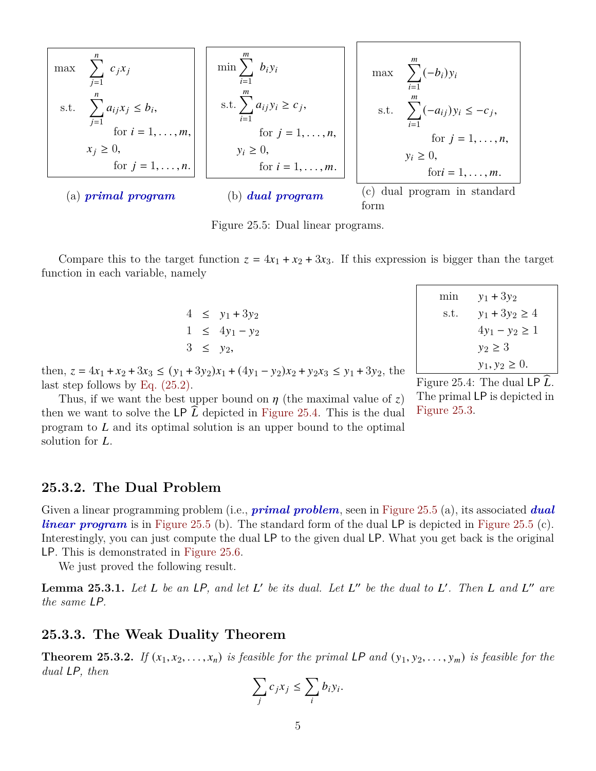$$
\begin{array}{ll}
\max & \displaystyle\sum_{j=1}^{n} c_j x_j \\
\text{s.t.} & \displaystyle\sum_{j=1}^{n} a_{ij} x_j \leq b_i, \\
& \qquad \text{for } i = 1, \ldots, m, \\
& x_j \geq 0, \\
& \qquad \text{for } j = 1, \ldots, n.
\end{array}
$$

(a) ***primal program***

$$
\begin{array}{ll}
\min & \displaystyle\sum_{i=1}^{m} b_i y_i \\
\text{s.t.} & \displaystyle\sum_{i=1}^{m} a_{ij} y_i \geq c_j, \\
& \qquad \text{for } j = 1, \ldots, n, \\
& y_i \geq 0, \\
& \qquad \text{for } i = 1, \ldots, m.
\end{array}
$$

(b) ***dual program***

$$
\begin{array}{ll}
\max & \displaystyle\sum_{i=1}^{m} (-b_i) y_i \\
\text{s.t.} & \displaystyle\sum_{i=1}^{m} (-a_{ij}) y_i \leq -c_j, \\
& \qquad \text{for } j = 1, \ldots, n, \\
& y_i \geq 0, \\
& \qquad \text{for} i = 1, \ldots, m.
\end{array}
$$

(c) dual program in standard form

Figure 25.5: Dual linear programs.

Compare this to the target function $z = 4x_1 + x_2 + 3x_3$. If this expression is bigger than the target function in each variable, namely

$$
\begin{array}{rcl}
4 & \leq & y_1 + 3y_2 \\
1 & \leq & 4y_1 - y_2 \\
3 & \leq & y_2,
\end{array}
$$

then, $z = 4x_1 + x_2 + 3x_3 \leq (y_1 + 3y_2)x_1 + (4y_1 - y_2)x_2 + y_2 x_3 \leq y_1 + 3y_2$, the last step follows by Eq. (25.2).

$$
\begin{array}{ll}
\min & y_1 + 3y_2 \\
\text{s.t.} & y_1 + 3y_2 \geq 4 \\
& 4y_1 - y_2 \geq 1 \\
& y_2 \geq 3 \\
& y_1, y_2 \geq 0.
\end{array}
$$

Figure 25.4: The dual LP $\widehat{L}$. The primal LP is depicted in Figure 25.3.

Thus, if we want the best upper bound on $\eta$ (the maximal value of $z$) then we want to solve the LP $\widehat{L}$ depicted in Figure 25.4. This is the dual program to $L$ and its optimal solution is an upper bound to the optimal solution for $L$.

### 25.3.2. The Dual Problem

Given a linear programming problem (i.e., ***primal problem***, seen in Figure 25.5 (a), its associated ***dual linear program*** is in Figure 25.5 (b). The standard form of the dual LP is depicted in Figure 25.5 (c). Interestingly, you can just compute the dual LP to the given dual LP. What you get back is the original LP. This is demonstrated in Figure 25.6.

We just proved the following result.

**Lemma 25.3.1.** *Let $L$ be an LP, and let $L'$ be its dual. Let $L''$ be the dual to $L'$. Then $L$ and $L''$ are the same LP.*

### 25.3.3. The Weak Duality Theorem

**Theorem 25.3.2.** *If $(x_1, x_2, \ldots, x_n)$ is feasible for the primal LP and $(y_1, y_2, \ldots, y_m)$ is feasible for the dual LP, then*

$$
\sum_j c_j x_j \leq \sum_i b_i y_i.
$$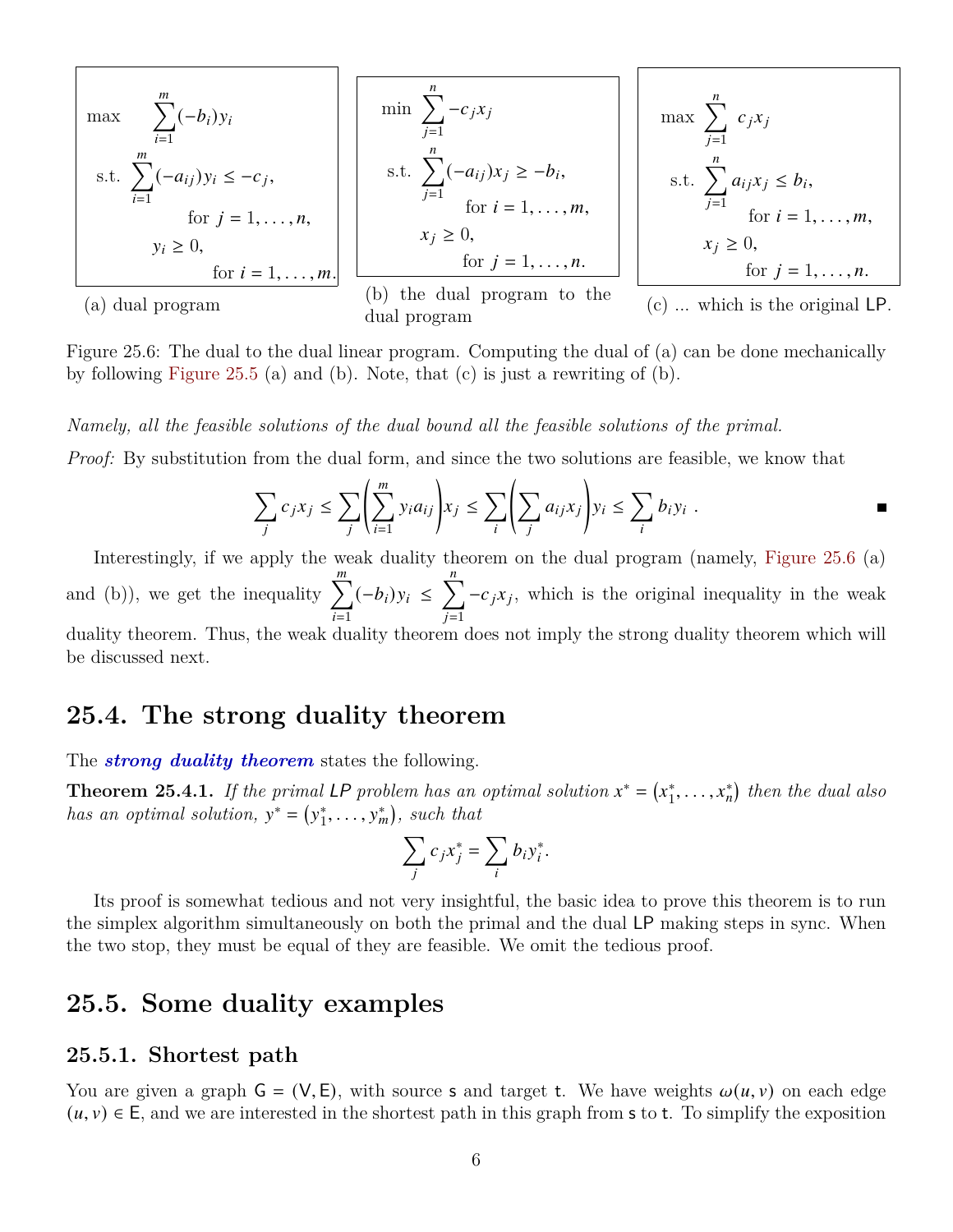$$
\begin{aligned}
\max \quad & \sum_{i=1}^{m} (-b_i) y_i \\
\text{s.t.} \quad & \sum_{i=1}^{m} (-a_{ij}) y_i \leq -c_j, \\
& \qquad \text{for } j = 1, \ldots, n, \\
& y_i \geq 0, \\
& \qquad \text{for } i = 1, \ldots, m.
\end{aligned}
$$

(a) dual program

$$
\begin{aligned}
\min \quad & \sum_{j=1}^{n} -c_j x_j \\
\text{s.t.} \quad & \sum_{j=1}^{n} (-a_{ij}) x_j \geq -b_i, \\
& \qquad \text{for } i = 1, \ldots, m, \\
& x_j \geq 0, \\
& \qquad \text{for } j = 1, \ldots, n.
\end{aligned}
$$

(b) the dual program to the dual program

$$
\begin{aligned}
\max \quad & \sum_{j=1}^{n} c_j x_j \\
\text{s.t.} \quad & \sum_{j=1}^{n} a_{ij} x_j \leq b_i, \\
& \qquad \text{for } i = 1, \ldots, m, \\
& x_j \geq 0, \\
& \qquad \text{for } j = 1, \ldots, n.
\end{aligned}
$$

(c) ... which is the original LP.

Figure 25.6: The dual to the dual linear program. Computing the dual of (a) can be done mechanically by following Figure 25.5 (a) and (b). Note, that (c) is just a rewriting of (b).

*Namely, all the feasible solutions of the dual bound all the feasible solutions of the primal.*

*Proof:* By substitution from the dual form, and since the two solutions are feasible, we know that

$$
\sum_j c_j x_j \leq \sum_j \left( \sum_{i=1}^{m} y_i a_{ij} \right) x_j \leq \sum_i \left( \sum_j a_{ij} x_j \right) y_i \leq \sum_i b_i y_i \; . \qquad \blacksquare
$$

Interestingly, if we apply the weak duality theorem on the dual program (namely, Figure 25.6 (a) and (b)), we get the inequality $\sum_{i=1}^{m} (-b_i) y_i \leq \sum_{j=1}^{n} -c_j x_j$, which is the original inequality in the weak duality theorem. Thus, the weak duality theorem does not imply the strong duality theorem which will be discussed next.

## 25.4. The strong duality theorem

The ***strong duality theorem*** states the following.

**Theorem 25.4.1.** *If the primal LP problem has an optimal solution $x^* = \left(x_1^*, \ldots, x_n^*\right)$ then the dual also has an optimal solution, $y^* = \left(y_1^*, \ldots, y_m^*\right)$, such that*

$$
\sum_j c_j x_j^* = \sum_i b_i y_i^*.
$$

Its proof is somewhat tedious and not very insightful, the basic idea to prove this theorem is to run the simplex algorithm simultaneously on both the primal and the dual LP making steps in sync. When the two stop, they must be equal of they are feasible. We omit the tedious proof.

## 25.5. Some duality examples

### 25.5.1. Shortest path

You are given a graph $G = (V, E)$, with source $s$ and target $t$. We have weights $\omega(u, v)$ on each edge $(u, v) \in E$, and we are interested in the shortest path in this graph from $s$ to $t$. To simplify the exposition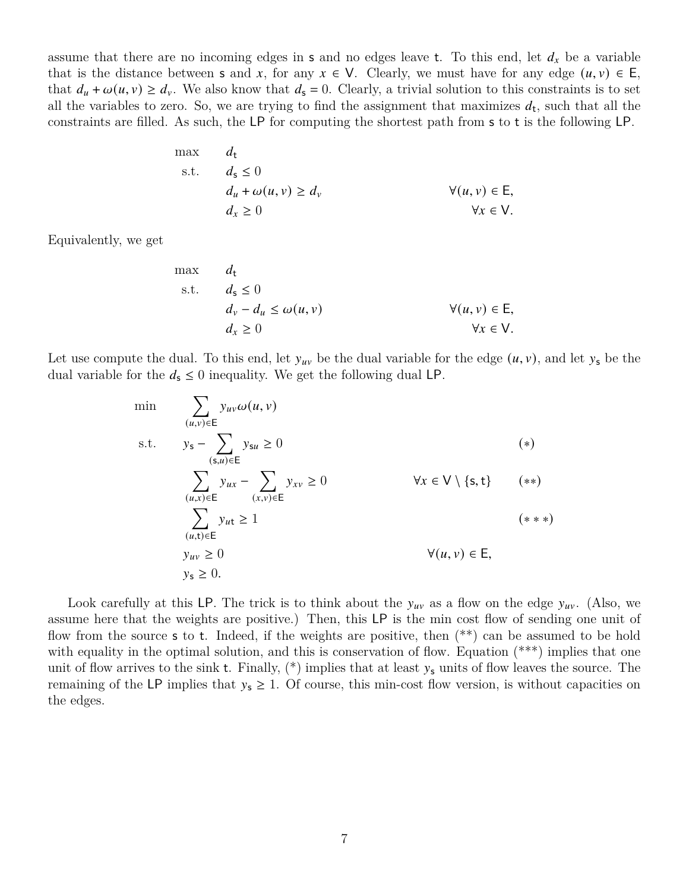assume that there are no incoming edges in $\mathsf{s}$ and no edges leave $\mathsf{t}$. To this end, let $d_x$ be a variable that is the distance between $\mathsf{s}$ and $x$, for any $x \in \mathsf{V}$. Clearly, we must have for any edge $(u, v) \in \mathsf{E}$, that $d_u + \omega(u, v) \geq d_v$. We also know that $d_{\mathsf{s}} = 0$. Clearly, a trivial solution to this constraints is to set all the variables to zero. So, we are trying to find the assignment that maximizes $d_{\mathsf{t}}$, such that all the constraints are filled. As such, the LP for computing the shortest path from $\mathsf{s}$ to $\mathsf{t}$ is the following LP.

$$
\begin{array}{lll}
\max & d_{\mathsf{t}} & \\
\text{s.t.} & d_{\mathsf{s}} \leq 0 & \\
& d_u + \omega(u, v) \geq d_v & \forall (u, v) \in \mathsf{E}, \\
& d_x \geq 0 & \forall x \in \mathsf{V}.
\end{array}
$$

Equivalently, we get

$$
\begin{array}{lll}
\max & d_{\mathsf{t}} & \\
\text{s.t.} & d_{\mathsf{s}} \leq 0 & \\
& d_v - d_u \leq \omega(u, v) & \forall (u, v) \in \mathsf{E}, \\
& d_x \geq 0 & \forall x \in \mathsf{V}.
\end{array}
$$

Let use compute the dual. To this end, let $y_{uv}$ be the dual variable for the edge $(u, v)$, and let $y_{\mathsf{s}}$ be the dual variable for the $d_{\mathsf{s}} \leq 0$ inequality. We get the following dual LP.

$$
\begin{array}{llll}
\min & \sum_{(u,v) \in \mathsf{E}} y_{uv}\,\omega(u, v) & & \\
\text{s.t.} & y_{\mathsf{s}} - \sum_{(\mathsf{s},u) \in \mathsf{E}} y_{\mathsf{s}u} \geq 0 & & (*) \\
& \sum_{(u,x) \in \mathsf{E}} y_{ux} - \sum_{(x,v) \in \mathsf{E}} y_{xv} \geq 0 & \forall x \in \mathsf{V} \setminus \{\mathsf{s}, \mathsf{t}\} & (**) \\
& \sum_{(u,\mathsf{t}) \in \mathsf{E}} y_{u\mathsf{t}} \geq 1 & & (***) \\
& y_{uv} \geq 0 & \forall (u, v) \in \mathsf{E}, & \\
& y_{\mathsf{s}} \geq 0. & &
\end{array}
$$

Look carefully at this LP. The trick is to think about the $y_{uv}$ as a flow on the edge $y_{uv}$. (Also, we assume here that the weights are positive.) Then, this LP is the min cost flow of sending one unit of flow from the source $\mathsf{s}$ to $\mathsf{t}$. Indeed, if the weights are positive, then (**) can be assumed to be hold with equality in the optimal solution, and this is conservation of flow. Equation (***) implies that one unit of flow arrives to the sink $\mathsf{t}$. Finally, (*) implies that at least $y_{\mathsf{s}}$ units of flow leaves the source. The remaining of the LP implies that $y_{\mathsf{s}} \geq 1$. Of course, this min-cost flow version, is without capacities on the edges.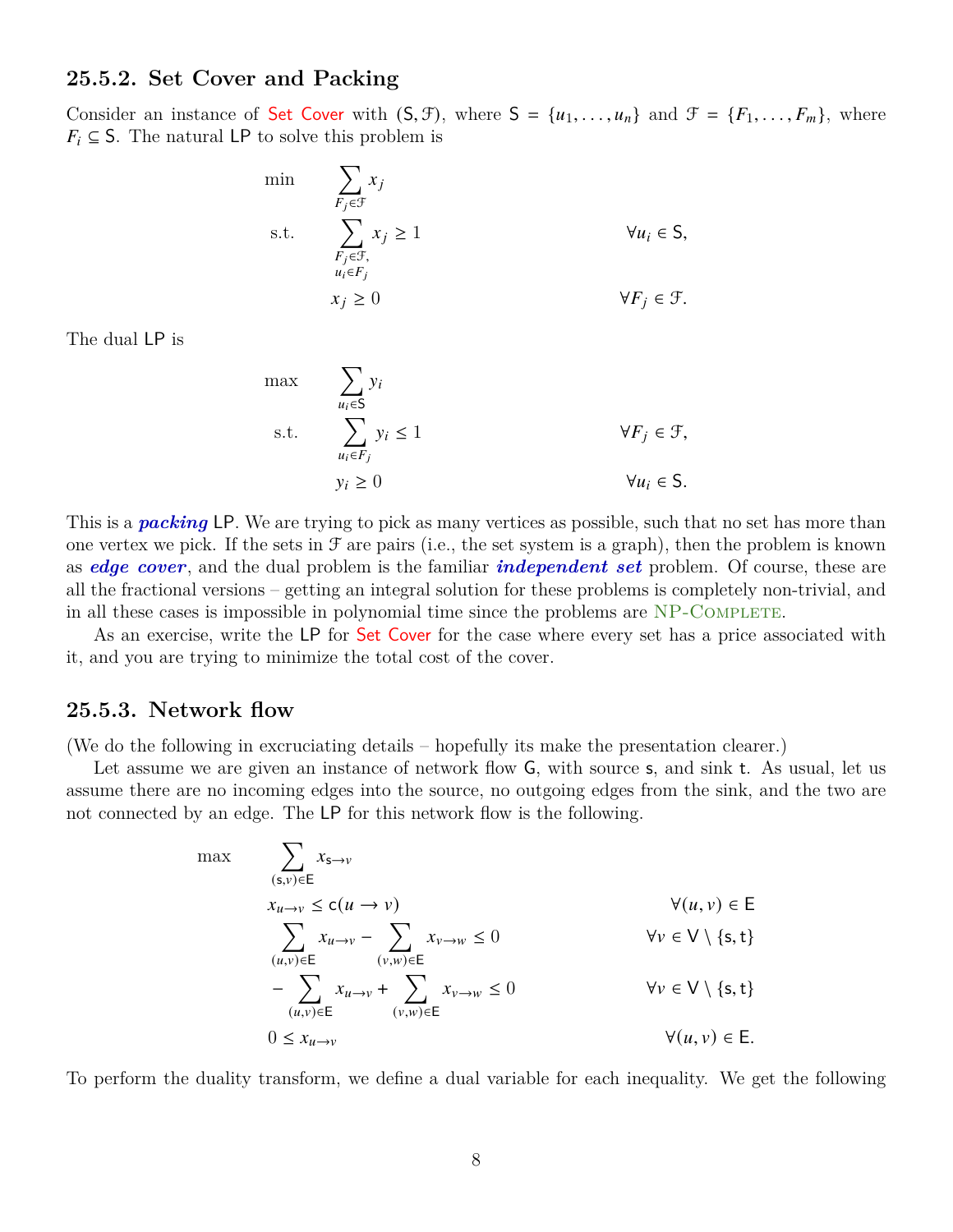### 25.5.2. Set Cover and Packing

Consider an instance of Set Cover with $(\mathsf{S}, \mathcal{F})$, where $\mathsf{S} = \{u_1, \ldots, u_n\}$ and $\mathcal{F} = \{F_1, \ldots, F_m\}$, where $F_i \subseteq \mathsf{S}$. The natural LP to solve this problem is

$$
\begin{aligned}
\min \quad & \sum_{F_j \in \mathcal{F}} x_j & \\
\text{s.t.} \quad & \sum_{\substack{F_j \in \mathcal{F}, \\ u_i \in F_j}} x_j \geq 1 & \forall u_i \in \mathsf{S}, \\
& x_j \geq 0 & \forall F_j \in \mathcal{F}.
\end{aligned}
$$

The dual LP is

$$
\begin{aligned}
\max \quad & \sum_{u_i \in \mathsf{S}} y_i & \\
\text{s.t.} \quad & \sum_{u_i \in F_j} y_i \leq 1 & \forall F_j \in \mathcal{F}, \\
& y_i \geq 0 & \forall u_i \in \mathsf{S}.
\end{aligned}
$$

This is a ***packing*** LP. We are trying to pick as many vertices as possible, such that no set has more than one vertex we pick. If the sets in $\mathcal{F}$ are pairs (i.e., the set system is a graph), then the problem is known as ***edge cover***, and the dual problem is the familiar ***independent set*** problem. Of course, these are all the fractional versions – getting an integral solution for these problems is completely non-trivial, and in all these cases is impossible in polynomial time since the problems are NP-Complete.

As an exercise, write the LP for Set Cover for the case where every set has a price associated with it, and you are trying to minimize the total cost of the cover.

### 25.5.3. Network flow

(We do the following in excruciating details – hopefully its make the presentation clearer.)

Let assume we are given an instance of network flow $\mathsf{G}$, with source $\mathsf{s}$, and sink $\mathsf{t}$. As usual, let us assume there are no incoming edges into the source, no outgoing edges from the sink, and the two are not connected by an edge. The LP for this network flow is the following.

$$
\begin{aligned}
\max \quad & \sum_{(\mathsf{s},v) \in \mathsf{E}} x_{\mathsf{s} \to v} & \\
& x_{u \to v} \leq \mathsf{c}(u \to v) & \forall (u,v) \in \mathsf{E} \\
& \sum_{(u,v) \in \mathsf{E}} x_{u \to v} - \sum_{(v,w) \in \mathsf{E}} x_{v \to w} \leq 0 & \forall v \in \mathsf{V} \setminus \{\mathsf{s}, \mathsf{t}\} \\
& - \sum_{(u,v) \in \mathsf{E}} x_{u \to v} + \sum_{(v,w) \in \mathsf{E}} x_{v \to w} \leq 0 & \forall v \in \mathsf{V} \setminus \{\mathsf{s}, \mathsf{t}\} \\
& 0 \leq x_{u \to v} & \forall (u,v) \in \mathsf{E}.
\end{aligned}
$$

To perform the duality transform, we define a dual variable for each inequality. We get the following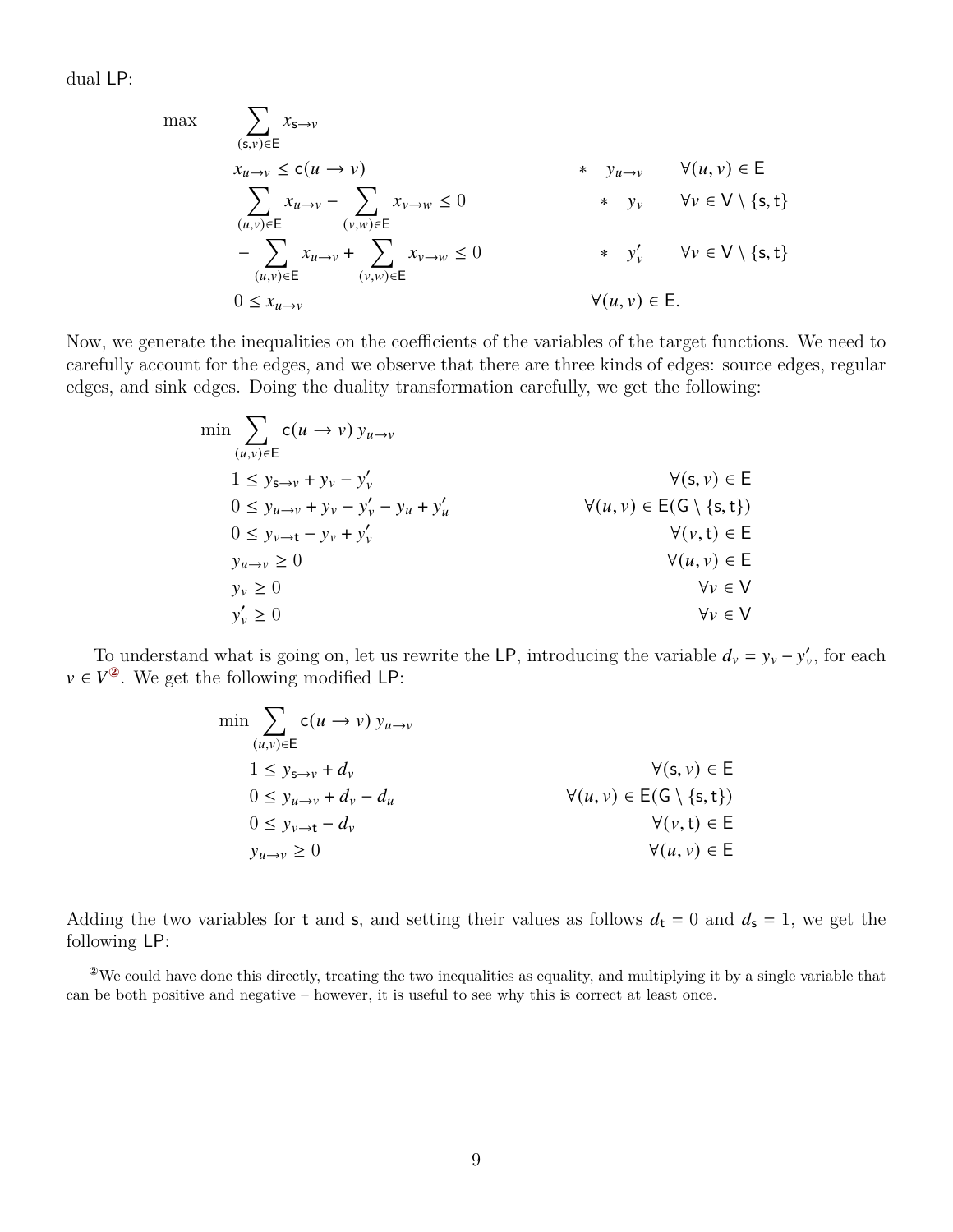dual LP:

$$
\begin{aligned}
\max \quad & \sum_{(\mathsf{s},v)\in \mathsf{E}} x_{\mathsf{s}\to v} & & \\
& x_{u\to v} \le \mathsf{c}(u \to v) & * \quad y_{u\to v} \qquad & \forall (u,v) \in \mathsf{E} \\
& \sum_{(u,v)\in \mathsf{E}} x_{u\to v} - \sum_{(v,w)\in \mathsf{E}} x_{v\to w} \le 0 & * \quad y_v \qquad & \forall v \in \mathsf{V} \setminus \{\mathsf{s},\mathsf{t}\} \\
& -\sum_{(u,v)\in \mathsf{E}} x_{u\to v} + \sum_{(v,w)\in \mathsf{E}} x_{v\to w} \le 0 & * \quad y'_v \qquad & \forall v \in \mathsf{V} \setminus \{\mathsf{s},\mathsf{t}\} \\
& 0 \le x_{u\to v} & \forall (u,v) \in \mathsf{E}. &
\end{aligned}
$$

Now, we generate the inequalities on the coefficients of the variables of the target functions. We need to carefully account for the edges, and we observe that there are three kinds of edges: source edges, regular edges, and sink edges. Doing the duality transformation carefully, we get the following:

$$
\begin{aligned}
\min \quad & \sum_{(u,v)\in \mathsf{E}} \mathsf{c}(u \to v)\, y_{u\to v} & \\
& 1 \le y_{\mathsf{s}\to v} + y_v - y'_v & \forall (\mathsf{s},v) \in \mathsf{E} \\
& 0 \le y_{u\to v} + y_v - y'_v - y_u + y'_u & \forall (u,v) \in \mathsf{E}(\mathsf{G} \setminus \{\mathsf{s},\mathsf{t}\}) \\
& 0 \le y_{v\to \mathsf{t}} - y_v + y'_v & \forall (v,\mathsf{t}) \in \mathsf{E} \\
& y_{u\to v} \ge 0 & \forall (u,v) \in \mathsf{E} \\
& y_v \ge 0 & \forall v \in \mathsf{V} \\
& y'_v \ge 0 & \forall v \in \mathsf{V}
\end{aligned}
$$

To understand what is going on, let us rewrite the LP, introducing the variable $d_v = y_v - y'_v$, for each $v \in V$[2]. We get the following modified LP:

$$
\begin{aligned}
\min \quad & \sum_{(u,v)\in \mathsf{E}} \mathsf{c}(u \to v)\, y_{u\to v} & \\
& 1 \le y_{\mathsf{s}\to v} + d_v & \forall (\mathsf{s},v) \in \mathsf{E} \\
& 0 \le y_{u\to v} + d_v - d_u & \forall (u,v) \in \mathsf{E}(\mathsf{G} \setminus \{\mathsf{s},\mathsf{t}\}) \\
& 0 \le y_{v\to \mathsf{t}} - d_v & \forall (v,\mathsf{t}) \in \mathsf{E} \\
& y_{u\to v} \ge 0 & \forall (u,v) \in \mathsf{E}
\end{aligned}
$$

Adding the two variables for $\mathsf{t}$ and $\mathsf{s}$, and setting their values as follows $d_{\mathsf{t}} = 0$ and $d_{\mathsf{s}} = 1$, we get the following LP:

[2] We could have done this directly, treating the two inequalities as equality, and multiplying it by a single variable that can be both positive and negative – however, it is useful to see why this is correct at least once.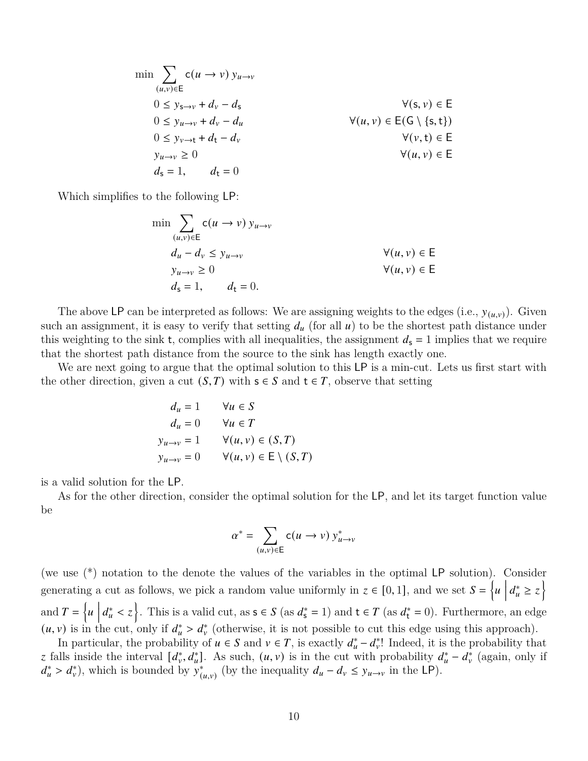$$
\begin{aligned}
\min \sum_{(u,v)\in \mathsf{E}} & \mathsf{c}(u \to v)\, y_{u\to v} \\
0 &\le y_{\mathsf{s}\to v} + d_v - d_{\mathsf{s}} && \forall(\mathsf{s}, v) \in \mathsf{E} \\
0 &\le y_{u\to v} + d_v - d_u && \forall(u, v) \in \mathsf{E}(\mathsf{G} \setminus \{\mathsf{s},\mathsf{t}\}) \\
0 &\le y_{v\to \mathsf{t}} + d_{\mathsf{t}} - d_v && \forall(v, \mathsf{t}) \in \mathsf{E} \\
y_{u\to v} &\ge 0 && \forall(u, v) \in \mathsf{E} \\
d_{\mathsf{s}} &= 1, \qquad d_{\mathsf{t}} = 0
\end{aligned}
$$

Which simplifies to the following LP:

$$
\begin{aligned}
\min \sum_{(u,v)\in \mathsf{E}} & \mathsf{c}(u \to v)\, y_{u\to v} \\
d_u - d_v &\le y_{u\to v} && \forall(u, v) \in \mathsf{E} \\
y_{u\to v} &\ge 0 && \forall(u, v) \in \mathsf{E} \\
d_{\mathsf{s}} &= 1, \qquad d_{\mathsf{t}} = 0.
\end{aligned}
$$

The above LP can be interpreted as follows: We are assigning weights to the edges (i.e., $y_{(u,v)}$). Given such an assignment, it is easy to verify that setting $d_u$ (for all $u$) to be the shortest path distance under this weighting to the sink $\mathsf{t}$, complies with all inequalities, the assignment $d_{\mathsf{s}} = 1$ implies that we require that the shortest path distance from the source to the sink has length exactly one.

We are next going to argue that the optimal solution to this LP is a min-cut. Lets us first start with the other direction, given a cut $(S, T)$ with $\mathsf{s} \in S$ and $\mathsf{t} \in T$, observe that setting

$$
\begin{aligned}
d_u &= 1 && \forall u \in S \\
d_u &= 0 && \forall u \in T \\
y_{u\to v} &= 1 && \forall(u, v) \in (S, T) \\
y_{u\to v} &= 0 && \forall(u, v) \in \mathsf{E} \setminus (S, T)
\end{aligned}
$$

is a valid solution for the LP.

As for the other direction, consider the optimal solution for the LP, and let its target function value be

$$
\alpha^* = \sum_{(u,v)\in \mathsf{E}} \mathsf{c}(u \to v)\, y^*_{u\to v}
$$

(we use (*) notation to the denote the values of the variables in the optimal LP solution). Consider generating a cut as follows, we pick a random value uniformly in $z \in [0, 1]$, and we set $S = \left\{ u \;\middle|\; d^*_u \ge z \right\}$ and $T = \left\{ u \;\middle|\; d^*_u < z \right\}$. This is a valid cut, as $\mathsf{s} \in S$ (as $d^*_{\mathsf{s}} = 1$) and $\mathsf{t} \in T$ (as $d^*_{\mathsf{t}} = 0$). Furthermore, an edge $(u, v)$ is in the cut, only if $d^*_u > d^*_v$ (otherwise, it is not possible to cut this edge using this approach).

In particular, the probability of $u \in S$ and $v \in T$, is exactly $d^*_u - d^*_v$! Indeed, it is the probability that $z$ falls inside the interval $[d^*_v, d^*_u]$. As such, $(u, v)$ is in the cut with probability $d^*_u - d^*_v$ (again, only if $d^*_u > d^*_v$), which is bounded by $y^*_{(u,v)}$ (by the inequality $d_u - d_v \le y_{u\to v}$ in the LP).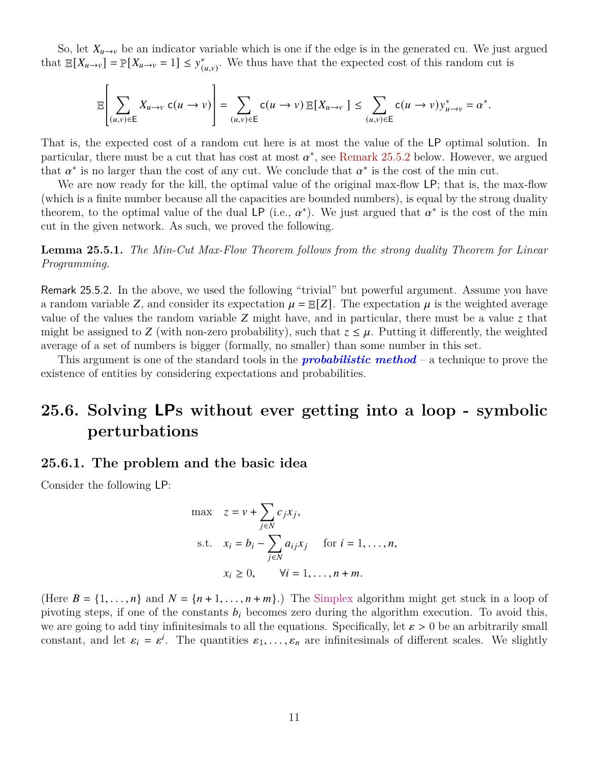So, let $X_{u\to v}$ be an indicator variable which is one if the edge is in the generated cu. We just argued that $\mathbb{E}[X_{u\to v}] = \mathbb{P}[X_{u\to v} = 1] \leq y^*_{(u,v)}$. We thus have that the expected cost of this random cut is

$$\mathbb{E}\left[\sum_{(u,v)\in \mathsf{E}} X_{u\to v}\, \mathsf{c}(u \to v)\right] = \sum_{(u,v)\in \mathsf{E}} \mathsf{c}(u \to v)\, \mathbb{E}[X_{u\to v}\,] \leq \sum_{(u,v)\in \mathsf{E}} \mathsf{c}(u \to v) y^*_{u\to v} = \alpha^*.$$

That is, the expected cost of a random cut here is at most the value of the LP optimal solution. In particular, there must be a cut that has cost at most $\alpha^*$, see Remark 25.5.2 below. However, we argued that $\alpha^*$ is no larger than the cost of any cut. We conclude that $\alpha^*$ is the cost of the min cut.

We are now ready for the kill, the optimal value of the original max-flow LP; that is, the max-flow (which is a finite number because all the capacities are bounded numbers), is equal by the strong duality theorem, to the optimal value of the dual LP (i.e., $\alpha^*$). We just argued that $\alpha^*$ is the cost of the min cut in the given network. As such, we proved the following.

**Lemma 25.5.1.** *The Min-Cut Max-Flow Theorem follows from the strong duality Theorem for Linear Programming.*

Remark 25.5.2. In the above, we used the following "trivial" but powerful argument. Assume you have a random variable $Z$, and consider its expectation $\mu = \mathbb{E}[Z]$. The expectation $\mu$ is the weighted average value of the values the random variable $Z$ might have, and in particular, there must be a value $z$ that might be assigned to $Z$ (with non-zero probability), such that $z \leq \mu$. Putting it differently, the weighted average of a set of numbers is bigger (formally, no smaller) than some number in this set.

This argument is one of the standard tools in the ***probabilistic method*** – a technique to prove the existence of entities by considering expectations and probabilities.

## 25.6. Solving LPs without ever getting into a loop - symbolic perturbations

### 25.6.1. The problem and the basic idea

Consider the following LP:

$$\begin{aligned}
\max \quad & z = v + \sum_{j\in N} c_j x_j, \\
\text{s.t.} \quad & x_i = b_i - \sum_{j\in N} a_{ij} x_j \quad \text{for } i = 1, \ldots, n, \\
& x_i \geq 0, \qquad \forall i = 1, \ldots, n+m.
\end{aligned}$$

(Here $B = \{1, \ldots, n\}$ and $N = \{n+1, \ldots, n+m\}$.) The Simplex algorithm might get stuck in a loop of pivoting steps, if one of the constants $b_i$ becomes zero during the algorithm execution. To avoid this, we are going to add tiny infinitesimals to all the equations. Specifically, let $\varepsilon > 0$ be an arbitrarily small constant, and let $\varepsilon_i = \varepsilon^i$. The quantities $\varepsilon_1, \ldots, \varepsilon_n$ are infinitesimals of different scales. We slightly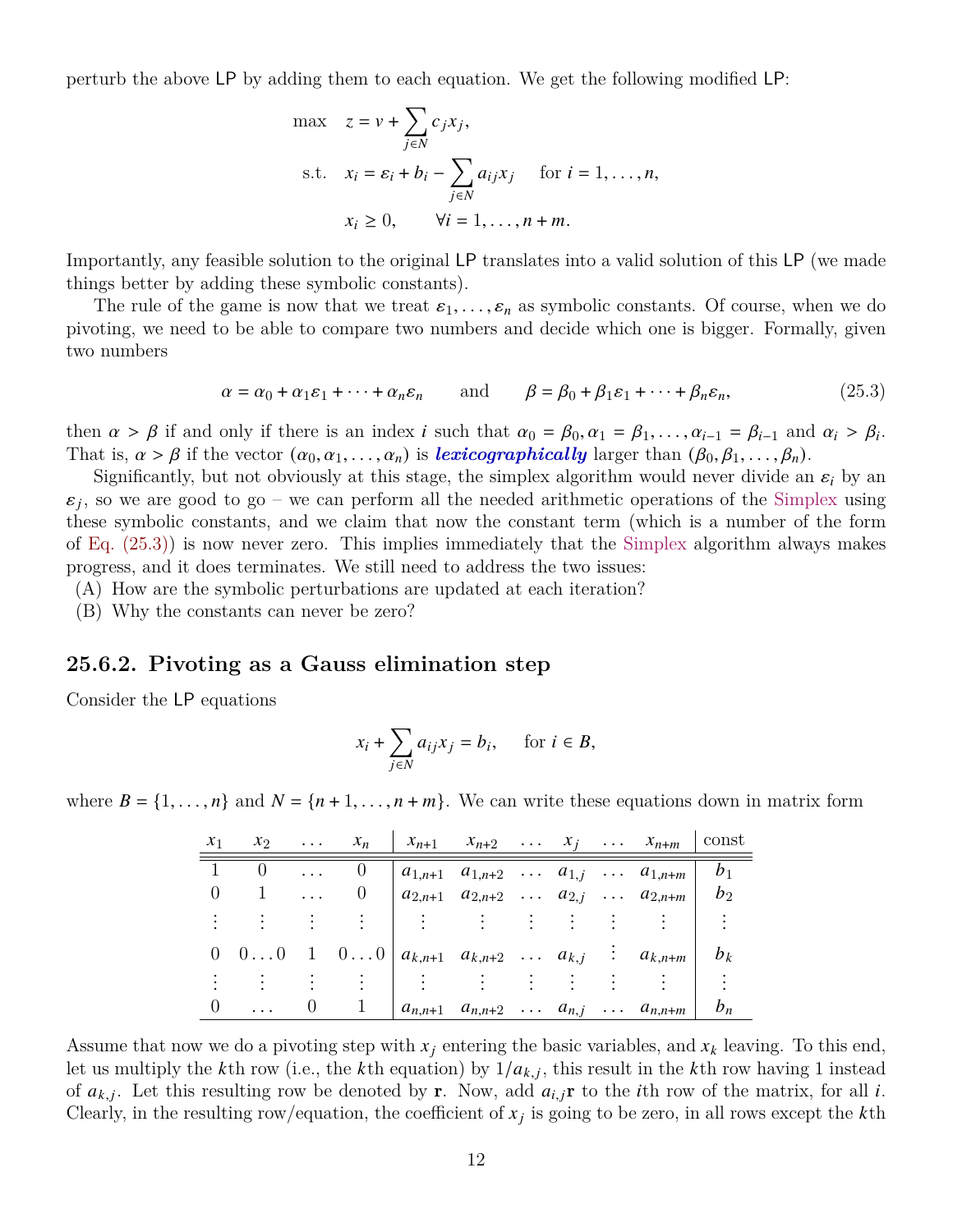perturb the above LP by adding them to each equation. We get the following modified LP:

$$
\begin{aligned}
\max \quad & z = v + \sum_{j \in N} c_j x_j, \\
\text{s.t.} \quad & x_i = \varepsilon_i + b_i - \sum_{j \in N} a_{ij} x_j \qquad \text{for } i = 1, \ldots, n, \\
& x_i \geq 0, \qquad \forall i = 1, \ldots, n+m.
\end{aligned}
$$

Importantly, any feasible solution to the original LP translates into a valid solution of this LP (we made things better by adding these symbolic constants).

The rule of the game is now that we treat $\varepsilon_1, \ldots, \varepsilon_n$ as symbolic constants. Of course, when we do pivoting, we need to be able to compare two numbers and decide which one is bigger. Formally, given two numbers

$$
\alpha = \alpha_0 + \alpha_1 \varepsilon_1 + \cdots + \alpha_n \varepsilon_n \qquad \text{and} \qquad \beta = \beta_0 + \beta_1 \varepsilon_1 + \cdots + \beta_n \varepsilon_n, \tag{25.3}
$$

then $\alpha > \beta$ if and only if there is an index $i$ such that $\alpha_0 = \beta_0, \alpha_1 = \beta_1, \ldots, \alpha_{i-1} = \beta_{i-1}$ and $\alpha_i > \beta_i$. That is, $\alpha > \beta$ if the vector $(\alpha_0, \alpha_1, \ldots, \alpha_n)$ is ***lexicographically*** larger than $(\beta_0, \beta_1, \ldots, \beta_n)$.

Significantly, but not obviously at this stage, the simplex algorithm would never divide an $\varepsilon_i$ by an $\varepsilon_j$, so we are good to go – we can perform all the needed arithmetic operations of the Simplex using these symbolic constants, and we claim that now the constant term (which is a number of the form of Eq. (25.3)) is now never zero. This implies immediately that the Simplex algorithm always makes progress, and it does terminates. We still need to address the two issues:

(A) How are the symbolic perturbations are updated at each iteration?

(B) Why the constants can never be zero?

### 25.6.2. Pivoting as a Gauss elimination step

Consider the LP equations

$$
x_i + \sum_{j \in N} a_{ij} x_j = b_i, \qquad \text{for } i \in B,
$$

where $B = \{1, \ldots, n\}$ and $N = \{n+1, \ldots, n+m\}$. We can write these equations down in matrix form

| $x_1$ | $x_2$ | $\ldots$ | $x_n$ | $x_{n+1}$ | $x_{n+2}$ | $\ldots$ | $x_j$ | $\ldots$ | $x_{n+m}$ | const |
|---|---|---|---|---|---|---|---|---|---|---|
| 1 | 0 | $\ldots$ | 0 | $a_{1,n+1}$ | $a_{1,n+2}$ | $\ldots$ | $a_{1,j}$ | $\ldots$ | $a_{1,n+m}$ | $b_1$ |
| 0 | 1 | $\ldots$ | 0 | $a_{2,n+1}$ | $a_{2,n+2}$ | $\ldots$ | $a_{2,j}$ | $\ldots$ | $a_{2,n+m}$ | $b_2$ |
| $\vdots$ | $\vdots$ | $\vdots$ | $\vdots$ | $\vdots$ | $\vdots$ | $\vdots$ | $\vdots$ | $\vdots$ | $\vdots$ | $\vdots$ |
| 0 | $0\ldots0$ | 1 | $0\ldots0$ | $a_{k,n+1}$ | $a_{k,n+2}$ | $\ldots$ | $a_{k,j}$ | $\vdots$ | $a_{k,n+m}$ | $b_k$ |
| $\vdots$ | $\vdots$ | $\vdots$ | $\vdots$ | $\vdots$ | $\vdots$ | $\vdots$ | $\vdots$ | $\vdots$ | $\vdots$ | $\vdots$ |
| 0 | $\ldots$ | 0 | 1 | $a_{n,n+1}$ | $a_{n,n+2}$ | $\ldots$ | $a_{n,j}$ | $\ldots$ | $a_{n,n+m}$ | $b_n$ |

Assume that now we do a pivoting step with $x_j$ entering the basic variables, and $x_k$ leaving. To this end, let us multiply the $k$th row (i.e., the $k$th equation) by $1/a_{k,j}$, this result in the $k$th row having 1 instead of $a_{k,j}$. Let this resulting row be denoted by $\mathbf{r}$. Now, add $a_{i,j}\mathbf{r}$ to the $i$th row of the matrix, for all $i$. Clearly, in the resulting row/equation, the coefficient of $x_j$ is going to be zero, in all rows except the $k$th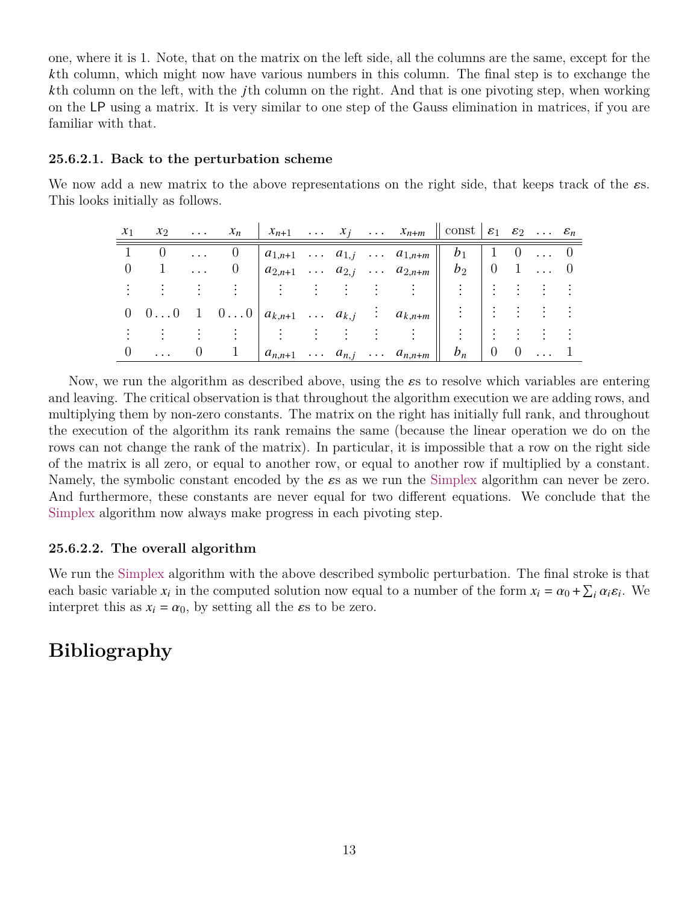one, where it is 1. Note, that on the matrix on the left side, all the columns are the same, except for the $k$th column, which might now have various numbers in this column. The final step is to exchange the $k$th column on the left, with the $j$th column on the right. And that is one pivoting step, when working on the LP using a matrix. It is very similar to one step of the Gauss elimination in matrices, if you are familiar with that.

#### 25.6.2.1. Back to the perturbation scheme

We now add a new matrix to the above representations on the right side, that keeps track of the $\varepsilon$s. This looks initially as follows.

| $x_1$ | $x_2$ | $\dots$ | $x_n$ | $x_{n+1}$ | $\dots$ | $x_j$ | $\dots$ | $x_{n+m}$ | const | $\varepsilon_1$ | $\varepsilon_2$ | $\dots$ | $\varepsilon_n$ |
|---|---|---|---|---|---|---|---|---|---|---|---|---|---|
| 1 | 0 | $\dots$ | 0 | $a_{1,n+1}$ | $\dots$ | $a_{1,j}$ | $\dots$ | $a_{1,n+m}$ | $b_1$ | 1 | 0 | $\dots$ | 0 |
| 0 | 1 | $\dots$ | 0 | $a_{2,n+1}$ | $\dots$ | $a_{2,j}$ | $\dots$ | $a_{2,n+m}$ | $b_2$ | 0 | 1 | $\dots$ | 0 |
| $\vdots$ | $\vdots$ | $\vdots$ | $\vdots$ | $\vdots$ | $\vdots$ | $\vdots$ | $\vdots$ | $\vdots$ | $\vdots$ | $\vdots$ | $\vdots$ | $\vdots$ | $\vdots$ |
| 0 | $0\dots0$ | 1 | $0\dots0$ | $a_{k,n+1}$ | $\dots$ | $a_{k,j}$ | $\vdots$ | $a_{k,n+m}$ | $\vdots$ | $\vdots$ | $\vdots$ | $\vdots$ | $\vdots$ |
| $\vdots$ | $\vdots$ | $\vdots$ | $\vdots$ | $\vdots$ | $\vdots$ | $\vdots$ | $\vdots$ | $\vdots$ | $\vdots$ | $\vdots$ | $\vdots$ | $\vdots$ | $\vdots$ |
| 0 | $\dots$ | 0 | 1 | $a_{n,n+1}$ | $\dots$ | $a_{n,j}$ | $\dots$ | $a_{n,n+m}$ | $b_n$ | 0 | 0 | $\dots$ | 1 |

Now, we run the algorithm as described above, using the $\varepsilon$s to resolve which variables are entering and leaving. The critical observation is that throughout the algorithm execution we are adding rows, and multiplying them by non-zero constants. The matrix on the right has initially full rank, and throughout the execution of the algorithm its rank remains the same (because the linear operation we do on the rows can not change the rank of the matrix). In particular, it is impossible that a row on the right side of the matrix is all zero, or equal to another row, or equal to another row if multiplied by a constant. Namely, the symbolic constant encoded by the $\varepsilon$s as we run the Simplex algorithm can never be zero. And furthermore, these constants are never equal for two different equations. We conclude that the Simplex algorithm now always make progress in each pivoting step.

#### 25.6.2.2. The overall algorithm

We run the Simplex algorithm with the above described symbolic perturbation. The final stroke is that each basic variable $x_i$ in the computed solution now equal to a number of the form $x_i = \alpha_0 + \sum_i \alpha_i \varepsilon_i$. We interpret this as $x_i = \alpha_0$, by setting all the $\varepsilon$s to be zero.

# Bibliography